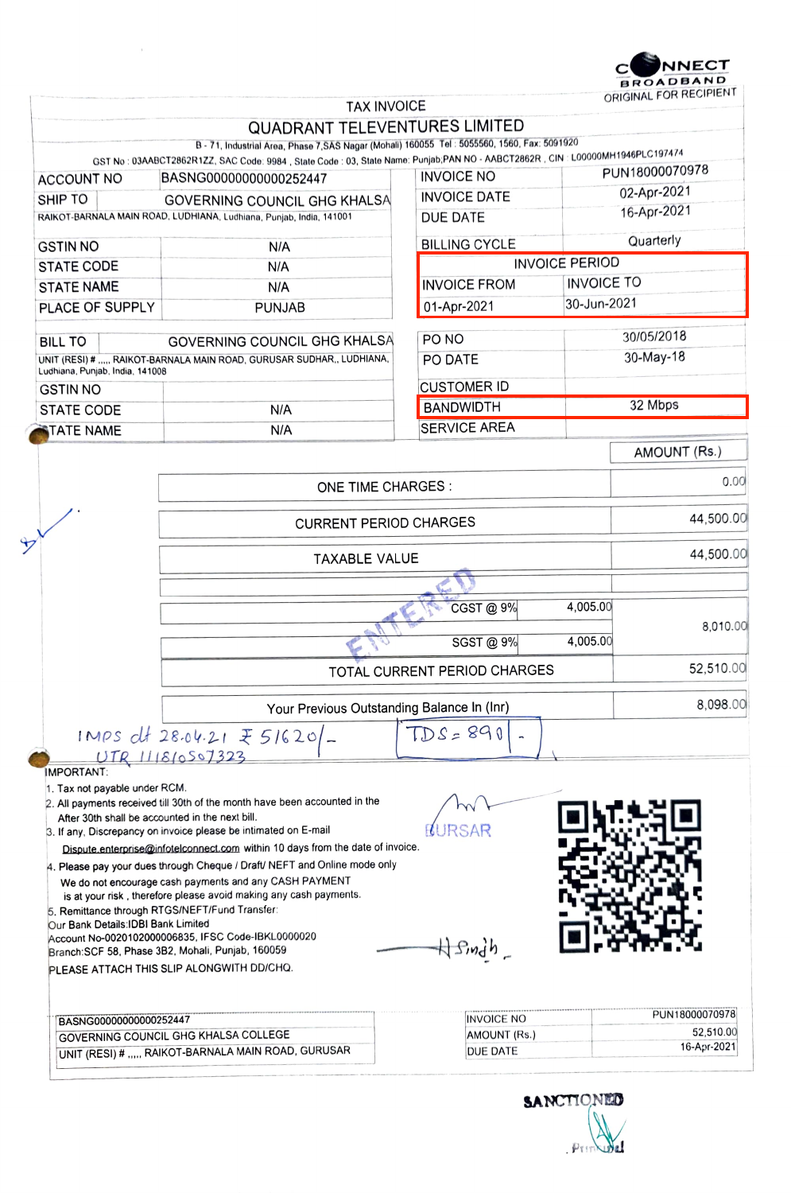CONNECT BROADBAND

ORIGINAL FOR RECIPIENT

# TAX INVOICE

## QUADRANT TELEVENTURES LIMITED

B - 71, Industrial Area, Phase 7,SAS Nagar (Mohali) 160055 Tel : 5055560, 1560, Fax: 5091920

GST No : 03AABCT2862R1ZZ, SAC Code: 9984 , State Code : 03, State Name: Punjab,PAN NO - AABCT2862R , CIN : L00000MH1946PLC197474

| | | | |
|---|---|---|---|
| ACCOUNT NO | BASNG00000000000252447 | INVOICE NO | PUN18000070978 |
| SHIP TO | GOVERNING COUNCIL GHG KHALSA | INVOICE DATE | 02-Apr-2021 |
| RAIKOT-BARNALA MAIN ROAD, LUDHIANA, Ludhiana, Punjab, India, 141001 | | DUE DATE | 16-Apr-2021 |
| GSTIN NO | N/A | BILLING CYCLE | Quarterly |
| STATE CODE | N/A | INVOICE PERIOD | |
| STATE NAME | N/A | INVOICE FROM | INVOICE TO |
| PLACE OF SUPPLY | PUNJAB | 01-Apr-2021 | 30-Jun-2021 |

| | | | |
|---|---|---|---|
| BILL TO | GOVERNING COUNCIL GHG KHALSA | PO NO | 30/05/2018 |
| UNIT (RESI) # ,,,,, RAIKOT-BARNALA MAIN ROAD, GURUSAR SUDHAR,, LUDHIANA, Ludhiana, Punjab, India, 141008 | | PO DATE | 30-May-18 |
| GSTIN NO | | CUSTOMER ID | |
| STATE CODE | N/A | BANDWIDTH | 32 Mbps |
| STATE NAME | N/A | SERVICE AREA | |

| | | AMOUNT (Rs.) |
|---|---|---|
| ONE TIME CHARGES : | | 0.00 |
| CURRENT PERIOD CHARGES | | 44,500.00 |
| TAXABLE VALUE | | 44,500.00 |
| CGST @ 9% | 4,005.00 | 8,010.00 |
| SGST @ 9% | 4,005.00 | |
| TOTAL CURRENT PERIOD CHARGES | | 52,510.00 |
| Your Previous Outstanding Balance In (Inr) | | 8,098.00 |

ENTERED

IMPS dt 28.04.21 ₹ 51620/-
UTR 111810507323

TDS = 890/-

IMPORTANT:

1. Tax not payable under RCM.
2. All payments received till 30th of the month have been accounted in the After 30th shall be accounted in the next bill.
3. If any, Discrepancy on invoice please be intimated on E-mail Dispute.enterprise@infotelconnect.com within 10 days from the date of invoice.
4. Please pay your dues through Cheque / Draft/ NEFT and Online mode only
   We do not encourage cash payments and any CASH PAYMENT is at your risk , therefore please avoid making any cash payments.
5. Remittance through RTGS/NEFT/Fund Transfer:
   Our Bank Details:IDBI Bank Limited
   Account No-0020102000006835, IFSC Code-IBKL0000020
   Branch:SCF 58, Phase 3B2, Mohali, Punjab, 160059

PLEASE ATTACH THIS SLIP ALONGWITH DD/CHQ.

BURSAR

H Singh

| | | | |
|---|---|---|---|
| BASNG00000000000252447 | | INVOICE NO | PUN18000070978 |
| GOVERNING COUNCIL GHG KHALSA COLLEGE | | AMOUNT (Rs.) | 52,510.00 |
| UNIT (RESI) # ,,,,, RAIKOT-BARNALA MAIN ROAD, GURUSAR | | DUE DATE | 16-Apr-2021 |

SANCTIONED

Principal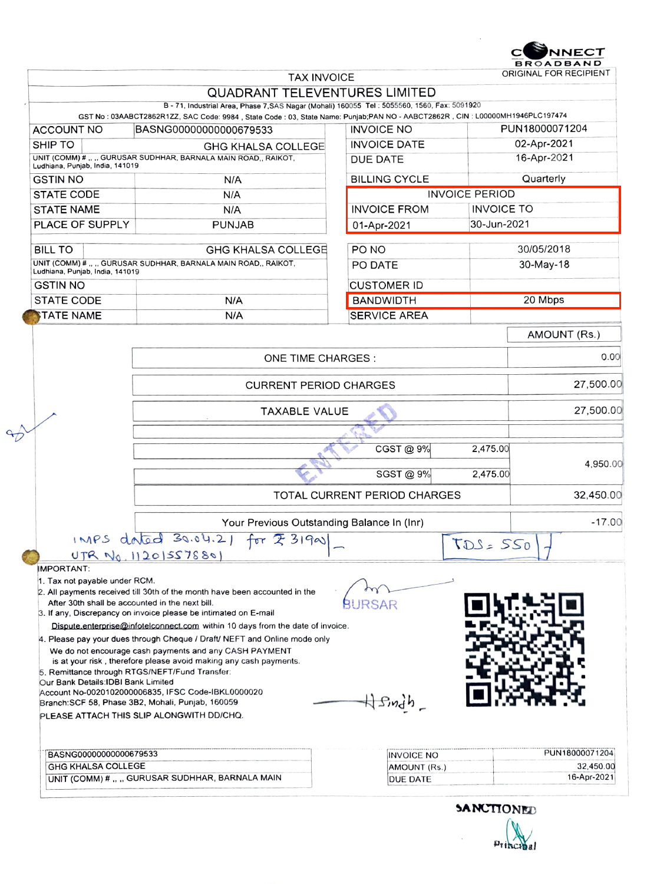CONNECT BROADBAND

ORIGINAL FOR RECIPIENT

# TAX INVOICE

## QUADRANT TELEVENTURES LIMITED

B - 71, Industrial Area, Phase 7,SAS Nagar (Mohali) 160055 Tel : 5055560, 1560, Fax: 5091920

GST No : 03AABCT2862R1ZZ, SAC Code: 9984 , State Code : 03, State Name: Punjab;PAN NO - AABCT2862R , CIN : L00000MH1946PLC197474

| | | | |
|---|---|---|---|
| ACCOUNT NO | BASNG00000000000679533 | INVOICE NO | PUN18000071204 |
| SHIP TO | GHG KHALSA COLLEGE | INVOICE DATE | 02-Apr-2021 |
| UNIT (COMM) # ,, ,, GURUSAR SUDHHAR, BARNALA MAIN ROAD,, RAIKOT, Ludhiana, Punjab, India, 141019 | | DUE DATE | 16-Apr-2021 |
| GSTIN NO | N/A | BILLING CYCLE | Quarterly |
| STATE CODE | N/A | INVOICE PERIOD | |
| STATE NAME | N/A | INVOICE FROM | INVOICE TO |
| PLACE OF SUPPLY | PUNJAB | 01-Apr-2021 | 30-Jun-2021 |

| | | | |
|---|---|---|---|
| BILL TO | GHG KHALSA COLLEGE | PO NO | 30/05/2018 |
| UNIT (COMM) # ,, ,, GURUSAR SUDHHAR, BARNALA MAIN ROAD,, RAIKOT, Ludhiana, Punjab, India, 141019 | | PO DATE | 30-May-18 |
| GSTIN NO | | CUSTOMER ID | |
| STATE CODE | N/A | BANDWIDTH | 20 Mbps |
| STATE NAME | N/A | SERVICE AREA | |

| | | AMOUNT (Rs.) |
|---|---|---|
| ONE TIME CHARGES : | | 0.00 |
| CURRENT PERIOD CHARGES | | 27,500.00 |
| TAXABLE VALUE | | 27,500.00 |
| | | |
| CGST @ 9% | 2,475.00 | 4,950.00 |
| SGST @ 9% | 2,475.00 | |
| TOTAL CURRENT PERIOD CHARGES | | 32,450.00 |
| Your Previous Outstanding Balance In (Inr) | | -17.00 |

ENTERED

IMPS dated 30.04.21 for ₹ 31900/-
UTR No. 112015578801

TDS = 550/-

IMPORTANT:

1. Tax not payable under RCM.
2. All payments received till 30th of the month have been accounted in the After 30th shall be accounted in the next bill.
3. If any, Discrepancy on invoice please be intimated on E-mail Dispute.enterprise@infotelconnect.com within 10 days from the date of invoice.
4. Please pay your dues through Cheque / Draft/ NEFT and Online mode only We do not encourage cash payments and any CASH PAYMENT is at your risk , therefore please avoid making any cash payments.
5. Remittance through RTGS/NEFT/Fund Transfer:

Our Bank Details:IDBI Bank Limited
Account No-0020102000006835, IFSC Code-IBKL0000020
Branch:SCF 58, Phase 3B2, Mohali, Punjab, 160059

PLEASE ATTACH THIS SLIP ALONGWITH DD/CHQ.

BURSAR

H Singh

| | | | |
|---|---|---|---|
| BASNG00000000000679533 | | INVOICE NO | PUN18000071204 |
| GHG KHALSA COLLEGE | | AMOUNT (Rs.) | 32,450.00 |
| UNIT (COMM) # ,, ,, GURUSAR SUDHHAR, BARNALA MAIN | | DUE DATE | 16-Apr-2021 |

SANCTIONED

Principal